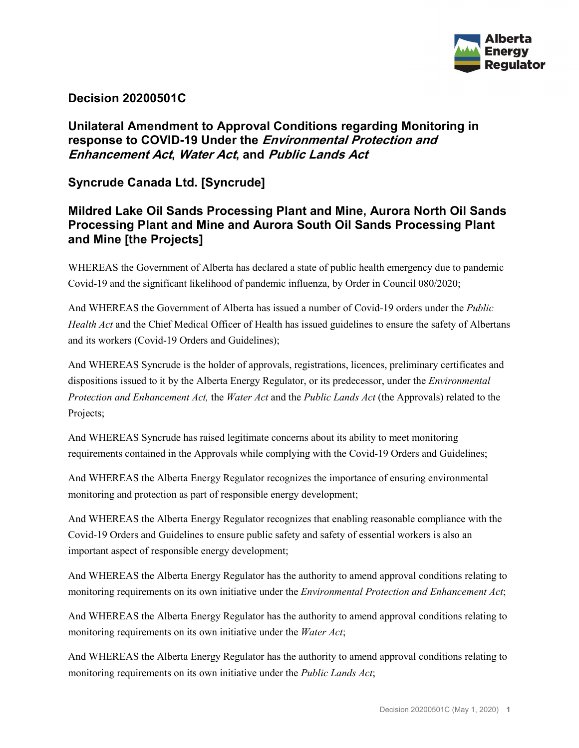# Decision 20200501C

## Unilateral Amendment to Approval Conditions regarding Monitoring in response to COVID-19 Under the *Environmental Protection and Enhancement Act*, *Water Act*, and *Public Lands Act*

## Syncrude Canada Ltd. [Syncrude]

## Mildred Lake Oil Sands Processing Plant and Mine, Aurora North Oil Sands Processing Plant and Mine and Aurora South Oil Sands Processing Plant and Mine [the Projects]

WHEREAS the Government of Alberta has declared a state of public health emergency due to pandemic Covid-19 and the significant likelihood of pandemic influenza, by Order in Council 080/2020;

And WHEREAS the Government of Alberta has issued a number of Covid-19 orders under the *Public Health Act* and the Chief Medical Officer of Health has issued guidelines to ensure the safety of Albertans and its workers (Covid-19 Orders and Guidelines);

And WHEREAS Syncrude is the holder of approvals, registrations, licences, preliminary certificates and dispositions issued to it by the Alberta Energy Regulator, or its predecessor, under the *Environmental Protection and Enhancement Act,* the *Water Act* and the *Public Lands Act* (the Approvals) related to the Projects;

And WHEREAS Syncrude has raised legitimate concerns about its ability to meet monitoring requirements contained in the Approvals while complying with the Covid-19 Orders and Guidelines;

And WHEREAS the Alberta Energy Regulator recognizes the importance of ensuring environmental monitoring and protection as part of responsible energy development;

And WHEREAS the Alberta Energy Regulator recognizes that enabling reasonable compliance with the Covid-19 Orders and Guidelines to ensure public safety and safety of essential workers is also an important aspect of responsible energy development;

And WHEREAS the Alberta Energy Regulator has the authority to amend approval conditions relating to monitoring requirements on its own initiative under the *Environmental Protection and Enhancement Act*;

And WHEREAS the Alberta Energy Regulator has the authority to amend approval conditions relating to monitoring requirements on its own initiative under the *Water Act*;

And WHEREAS the Alberta Energy Regulator has the authority to amend approval conditions relating to monitoring requirements on its own initiative under the *Public Lands Act*;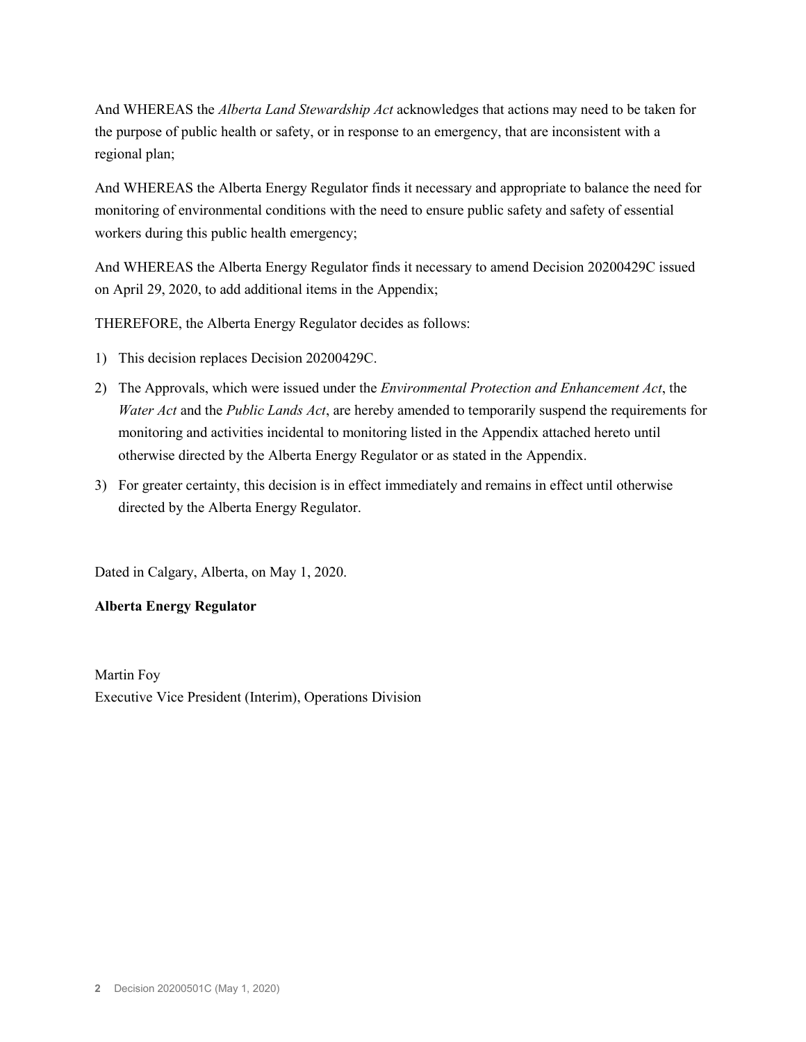And WHEREAS the *Alberta Land Stewardship Act* acknowledges that actions may need to be taken for the purpose of public health or safety, or in response to an emergency, that are inconsistent with a regional plan;

And WHEREAS the Alberta Energy Regulator finds it necessary and appropriate to balance the need for monitoring of environmental conditions with the need to ensure public safety and safety of essential workers during this public health emergency;

And WHEREAS the Alberta Energy Regulator finds it necessary to amend Decision 20200429C issued on April 29, 2020, to add additional items in the Appendix;

THEREFORE, the Alberta Energy Regulator decides as follows:

1) This decision replaces Decision 20200429C.
2) The Approvals, which were issued under the *Environmental Protection and Enhancement Act*, the *Water Act* and the *Public Lands Act*, are hereby amended to temporarily suspend the requirements for monitoring and activities incidental to monitoring listed in the Appendix attached hereto until otherwise directed by the Alberta Energy Regulator or as stated in the Appendix.
3) For greater certainty, this decision is in effect immediately and remains in effect until otherwise directed by the Alberta Energy Regulator.

Dated in Calgary, Alberta, on May 1, 2020.

**Alberta Energy Regulator**

Martin Foy
Executive Vice President (Interim), Operations Division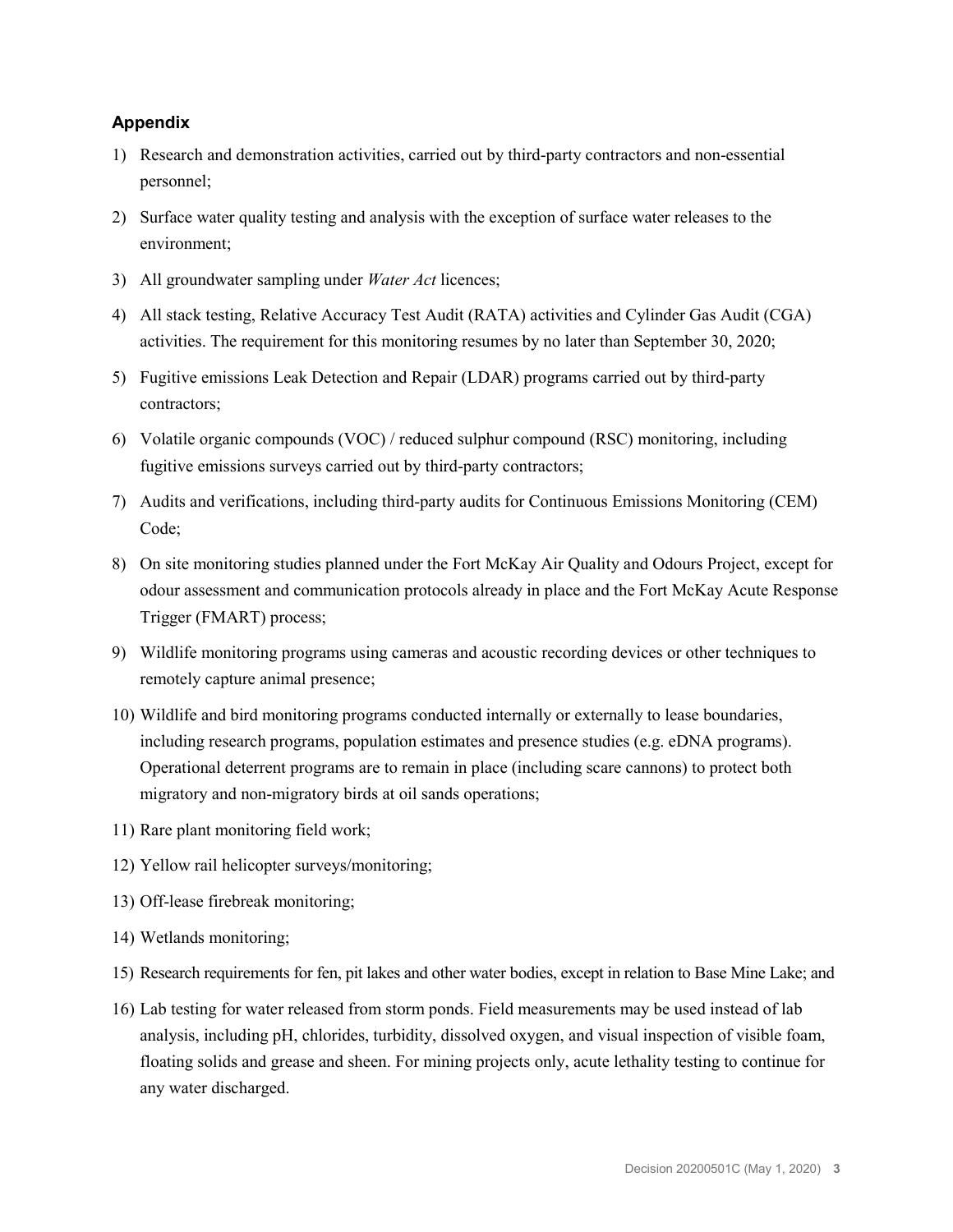### Appendix

1) Research and demonstration activities, carried out by third-party contractors and non-essential personnel;
2) Surface water quality testing and analysis with the exception of surface water releases to the environment;
3) All groundwater sampling under *Water Act* licences;
4) All stack testing, Relative Accuracy Test Audit (RATA) activities and Cylinder Gas Audit (CGA) activities. The requirement for this monitoring resumes by no later than September 30, 2020;
5) Fugitive emissions Leak Detection and Repair (LDAR) programs carried out by third-party contractors;
6) Volatile organic compounds (VOC) / reduced sulphur compound (RSC) monitoring, including fugitive emissions surveys carried out by third-party contractors;
7) Audits and verifications, including third-party audits for Continuous Emissions Monitoring (CEM) Code;
8) On site monitoring studies planned under the Fort McKay Air Quality and Odours Project, except for odour assessment and communication protocols already in place and the Fort McKay Acute Response Trigger (FMART) process;
9) Wildlife monitoring programs using cameras and acoustic recording devices or other techniques to remotely capture animal presence;
10) Wildlife and bird monitoring programs conducted internally or externally to lease boundaries, including research programs, population estimates and presence studies (e.g. eDNA programs). Operational deterrent programs are to remain in place (including scare cannons) to protect both migratory and non-migratory birds at oil sands operations;
11) Rare plant monitoring field work;
12) Yellow rail helicopter surveys/monitoring;
13) Off-lease firebreak monitoring;
14) Wetlands monitoring;
15) Research requirements for fen, pit lakes and other water bodies, except in relation to Base Mine Lake; and
16) Lab testing for water released from storm ponds. Field measurements may be used instead of lab analysis, including pH, chlorides, turbidity, dissolved oxygen, and visual inspection of visible foam, floating solids and grease and sheen. For mining projects only, acute lethality testing to continue for any water discharged.